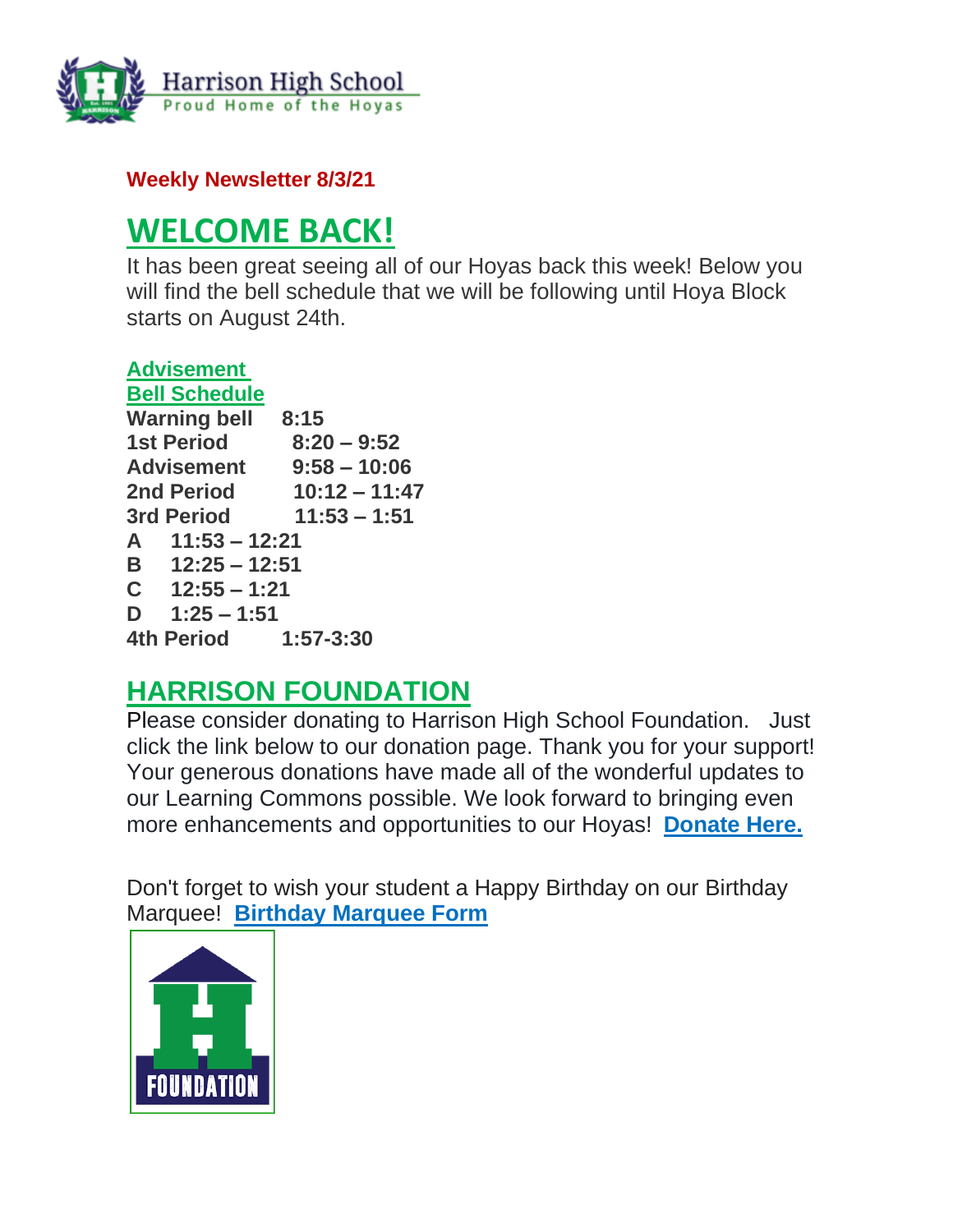Harrison High School
Proud Home of the Hoyas

**Weekly Newsletter 8/3/21**

# WELCOME BACK!

It has been great seeing all of our Hoyas back this week! Below you will find the bell schedule that we will be following until Hoya Block starts on August 24th.

**Advisement**
**Bell Schedule**

**Warning bell** **8:15**
**1st Period** **8:20 – 9:52**
**Advisement** **9:58 – 10:06**
**2nd Period** **10:12 – 11:47**
**3rd Period** **11:53 – 1:51**
**A** **11:53 – 12:21**
**B** **12:25 – 12:51**
**C** **12:55 – 1:21**
**D** **1:25 – 1:51**
**4th Period** **1:57-3:30**

## HARRISON FOUNDATION

Please consider donating to Harrison High School Foundation. Just click the link below to our donation page. Thank you for your support! Your generous donations have made all of the wonderful updates to our Learning Commons possible. We look forward to bringing even more enhancements and opportunities to our Hoyas! **Donate Here.**

Don't forget to wish your student a Happy Birthday on our Birthday Marquee! **Birthday Marquee Form**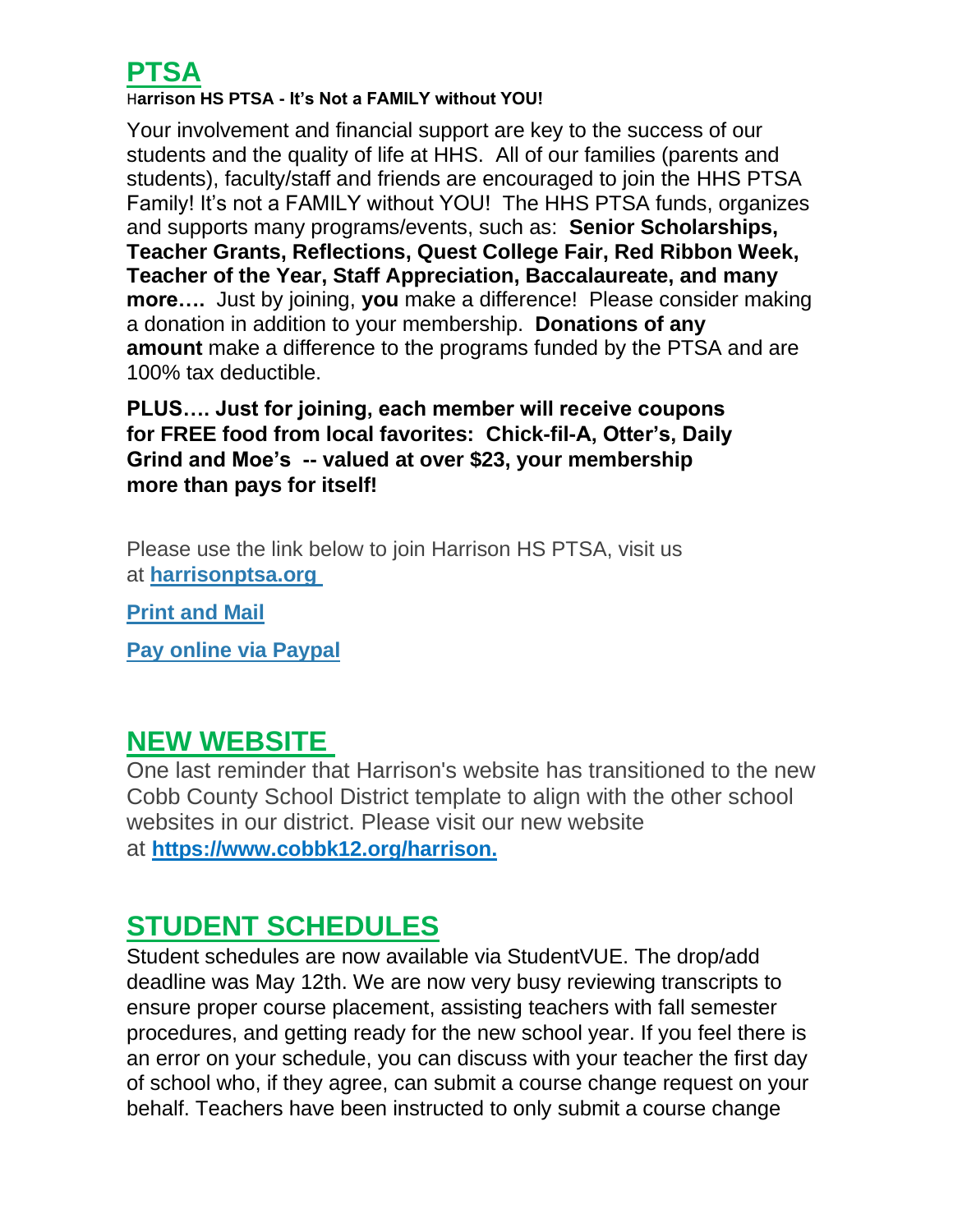## PTSA

**Harrison HS PTSA - It's Not a FAMILY without YOU!**

Your involvement and financial support are key to the success of our students and the quality of life at HHS. All of our families (parents and students), faculty/staff and friends are encouraged to join the HHS PTSA Family! It's not a FAMILY without YOU! The HHS PTSA funds, organizes and supports many programs/events, such as: **Senior Scholarships, Teacher Grants, Reflections, Quest College Fair, Red Ribbon Week, Teacher of the Year, Staff Appreciation, Baccalaureate, and many more….** Just by joining, **you** make a difference! Please consider making a donation in addition to your membership. **Donations of any amount** make a difference to the programs funded by the PTSA and are 100% tax deductible.

**PLUS…. Just for joining, each member will receive coupons for FREE food from local favorites: Chick-fil-A, Otter's, Daily Grind and Moe's -- valued at over $23, your membership more than pays for itself!**

Please use the link below to join Harrison HS PTSA, visit us at **harrisonptsa.org**

**Print and Mail**

**Pay online via Paypal**

## NEW WEBSITE

One last reminder that Harrison's website has transitioned to the new Cobb County School District template to align with the other school websites in our district. Please visit our new website at **https://www.cobbk12.org/harrison.**

## STUDENT SCHEDULES

Student schedules are now available via StudentVUE. The drop/add deadline was May 12th. We are now very busy reviewing transcripts to ensure proper course placement, assisting teachers with fall semester procedures, and getting ready for the new school year. If you feel there is an error on your schedule, you can discuss with your teacher the first day of school who, if they agree, can submit a course change request on your behalf. Teachers have been instructed to only submit a course change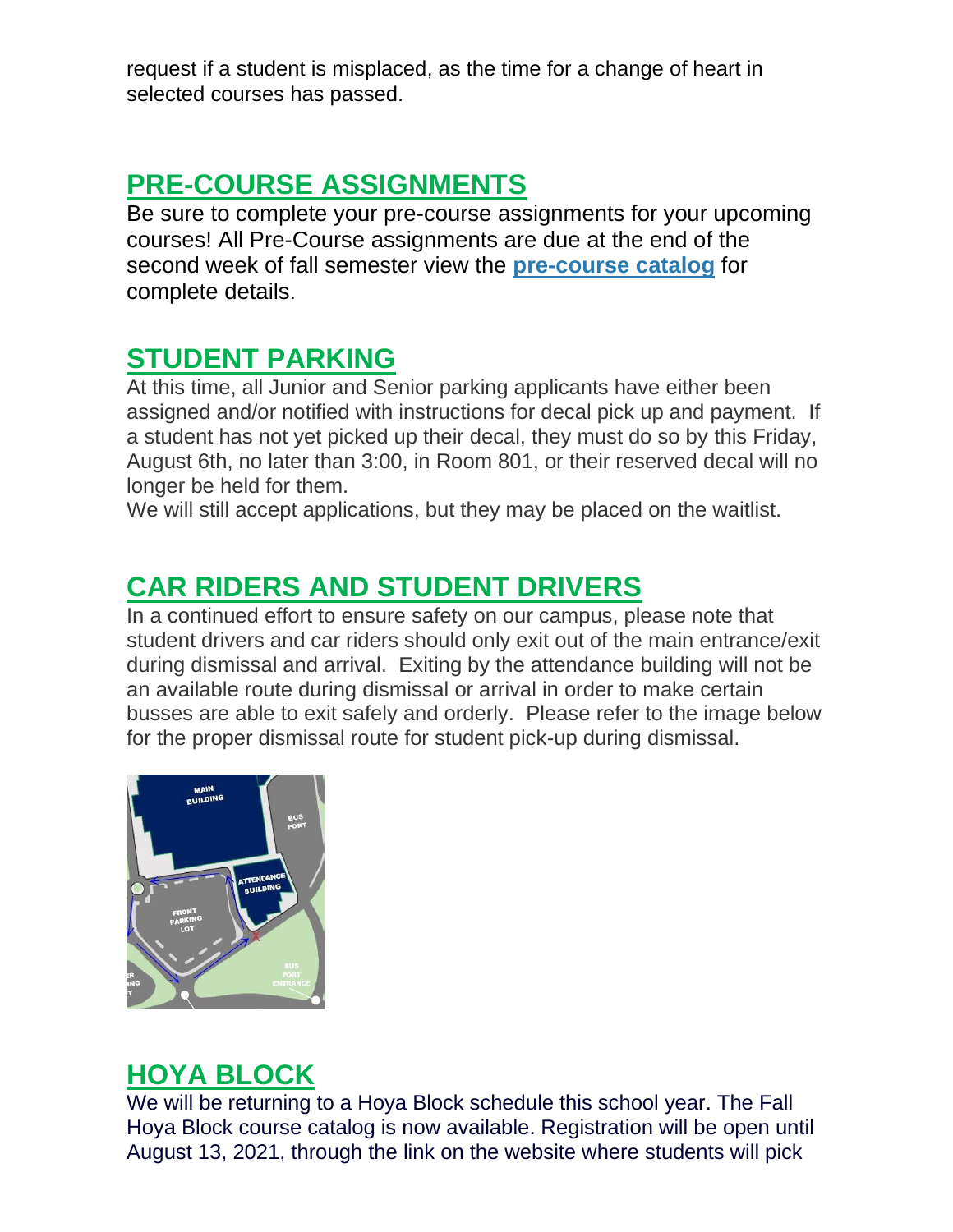request if a student is misplaced, as the time for a change of heart in selected courses has passed.

## PRE-COURSE ASSIGNMENTS

Be sure to complete your pre-course assignments for your upcoming courses! All Pre-Course assignments are due at the end of the second week of fall semester view the **pre-course catalog** for complete details.

## STUDENT PARKING

At this time, all Junior and Senior parking applicants have either been assigned and/or notified with instructions for decal pick up and payment. If a student has not yet picked up their decal, they must do so by this Friday, August 6th, no later than 3:00, in Room 801, or their reserved decal will no longer be held for them.

We will still accept applications, but they may be placed on the waitlist.

## CAR RIDERS AND STUDENT DRIVERS

In a continued effort to ensure safety on our campus, please note that student drivers and car riders should only exit out of the main entrance/exit during dismissal and arrival. Exiting by the attendance building will not be an available route during dismissal or arrival in order to make certain busses are able to exit safely and orderly. Please refer to the image below for the proper dismissal route for student pick-up during dismissal.

## HOYA BLOCK

We will be returning to a Hoya Block schedule this school year. The Fall Hoya Block course catalog is now available. Registration will be open until August 13, 2021, through the link on the website where students will pick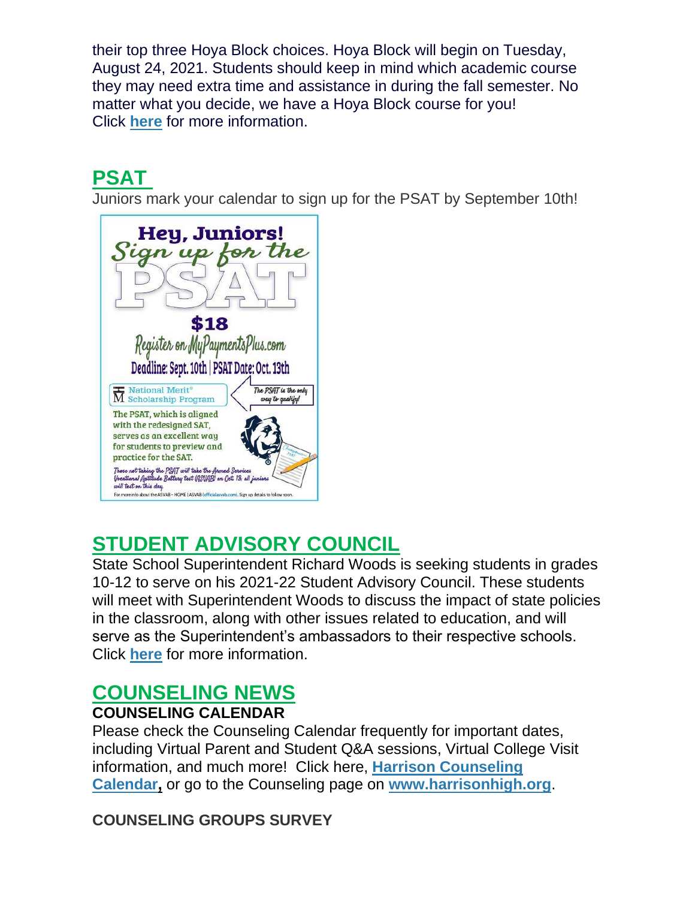their top three Hoya Block choices. Hoya Block will begin on Tuesday, August 24, 2021. Students should keep in mind which academic course they may need extra time and assistance in during the fall semester. No matter what you decide, we have a Hoya Block course for you! Click **here** for more information.

## PSAT

Juniors mark your calendar to sign up for the PSAT by September 10th!

**Hey, Juniors!**
*Sign up for the*
**PSAT**

**$18**

Register on MyPaymentsPlus.com

Deadline: Sept. 10th | PSAT Date: Oct. 13th

National Merit® Scholarship Program

*The PSAT is the only way to qualify!*

The PSAT, which is aligned with the redesigned SAT, serves as an excellent way for students to preview and practice for the SAT.

*Those not taking the PSAT will take the Armed Services Vocational Aptitude Battery test (ASVAB) on Oct. 13; all juniors will test on this day.*

For more info about the ASVAB - HOME | ASVAB (officialasvab.com). Sign up details to follow soon.

## STUDENT ADVISORY COUNCIL

State School Superintendent Richard Woods is seeking students in grades 10-12 to serve on his 2021-22 Student Advisory Council. These students will meet with Superintendent Woods to discuss the impact of state policies in the classroom, along with other issues related to education, and will serve as the Superintendent's ambassadors to their respective schools. Click **here** for more information.

## COUNSELING NEWS

**COUNSELING CALENDAR**

Please check the Counseling Calendar frequently for important dates, including Virtual Parent and Student Q&A sessions, Virtual College Visit information, and much more! Click here, **Harrison Counseling Calendar,** or go to the Counseling page on **www.harrisonhigh.org**.

**COUNSELING GROUPS SURVEY**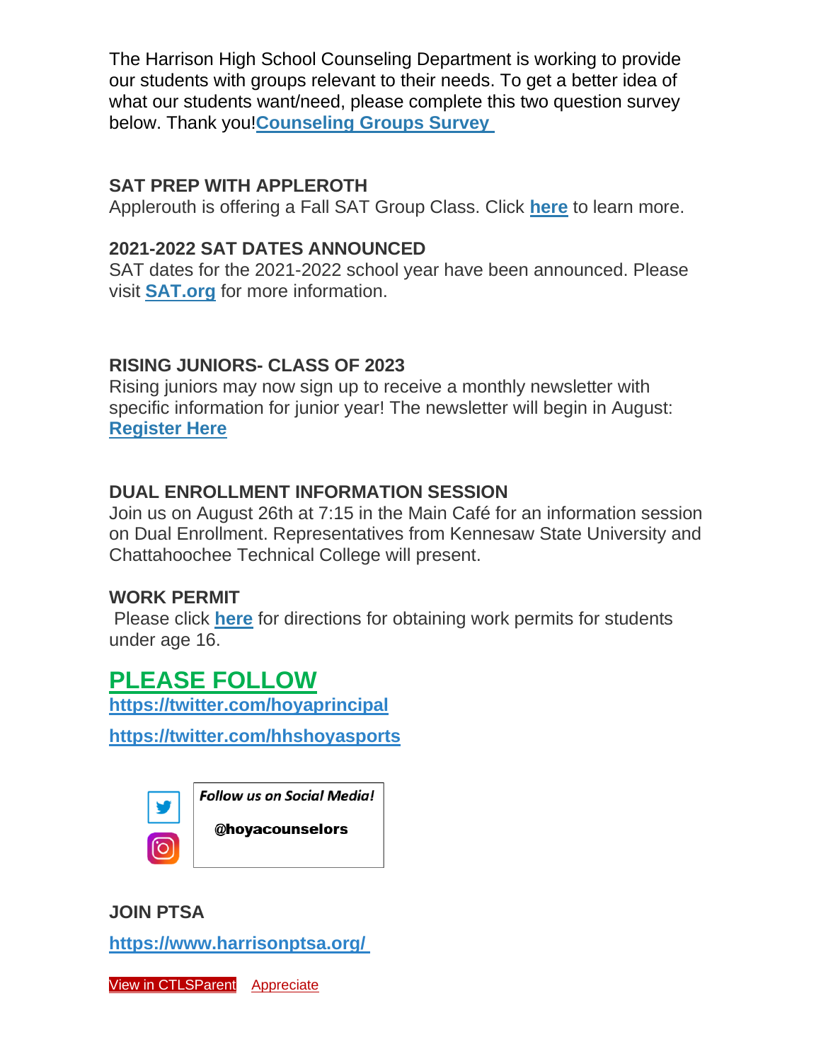The Harrison High School Counseling Department is working to provide our students with groups relevant to their needs. To get a better idea of what our students want/need, please complete this two question survey below. Thank you!**Counseling Groups Survey**

**SAT PREP WITH APPLEROTH**
Applerouth is offering a Fall SAT Group Class. Click **here** to learn more.

**2021-2022 SAT DATES ANNOUNCED**
SAT dates for the 2021-2022 school year have been announced. Please visit **SAT.org** for more information.

**RISING JUNIORS- CLASS OF 2023**
Rising juniors may now sign up to receive a monthly newsletter with specific information for junior year! The newsletter will begin in August:
**Register Here**

**DUAL ENROLLMENT INFORMATION SESSION**
Join us on August 26th at 7:15 in the Main Café for an information session on Dual Enrollment. Representatives from Kennesaw State University and Chattahoochee Technical College will present.

**WORK PERMIT**
Please click **here** for directions for obtaining work permits for students under age 16.

## PLEASE FOLLOW

**https://twitter.com/hoyaprincipal**

**https://twitter.com/hhshoyasports**

***Follow us on Social Media!***

**@hoyacounselors**

**JOIN PTSA**

**https://www.harrisonptsa.org/**

View in CTLSParent Appreciate